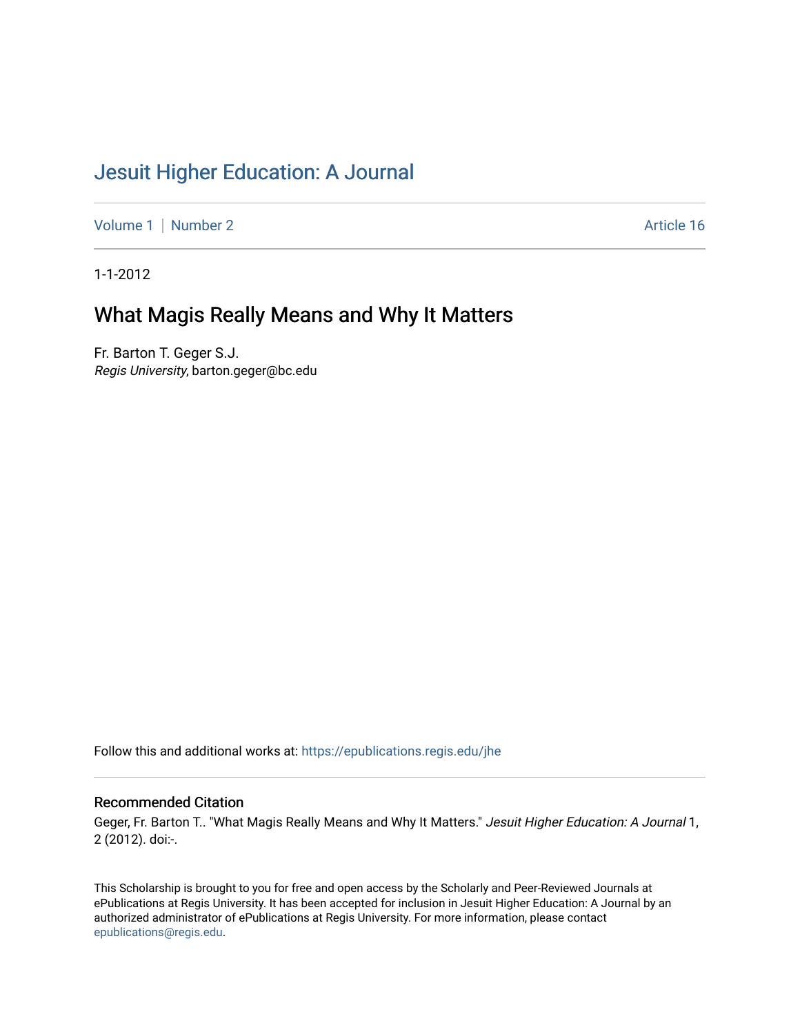# Jesuit Higher Education: A Journal

Volume 1 | Number 2 | Article 16

1-1-2012

## What Magis Really Means and Why It Matters

Fr. Barton T. Geger S.J.
*Regis University*, barton.geger@bc.edu

Follow this and additional works at: https://epublications.regis.edu/jhe

### Recommended Citation

Geger, Fr. Barton T.. "What Magis Really Means and Why It Matters." *Jesuit Higher Education: A Journal* 1, 2 (2012). doi:-.

This Scholarship is brought to you for free and open access by the Scholarly and Peer-Reviewed Journals at ePublications at Regis University. It has been accepted for inclusion in Jesuit Higher Education: A Journal by an authorized administrator of ePublications at Regis University. For more information, please contact epublications@regis.edu.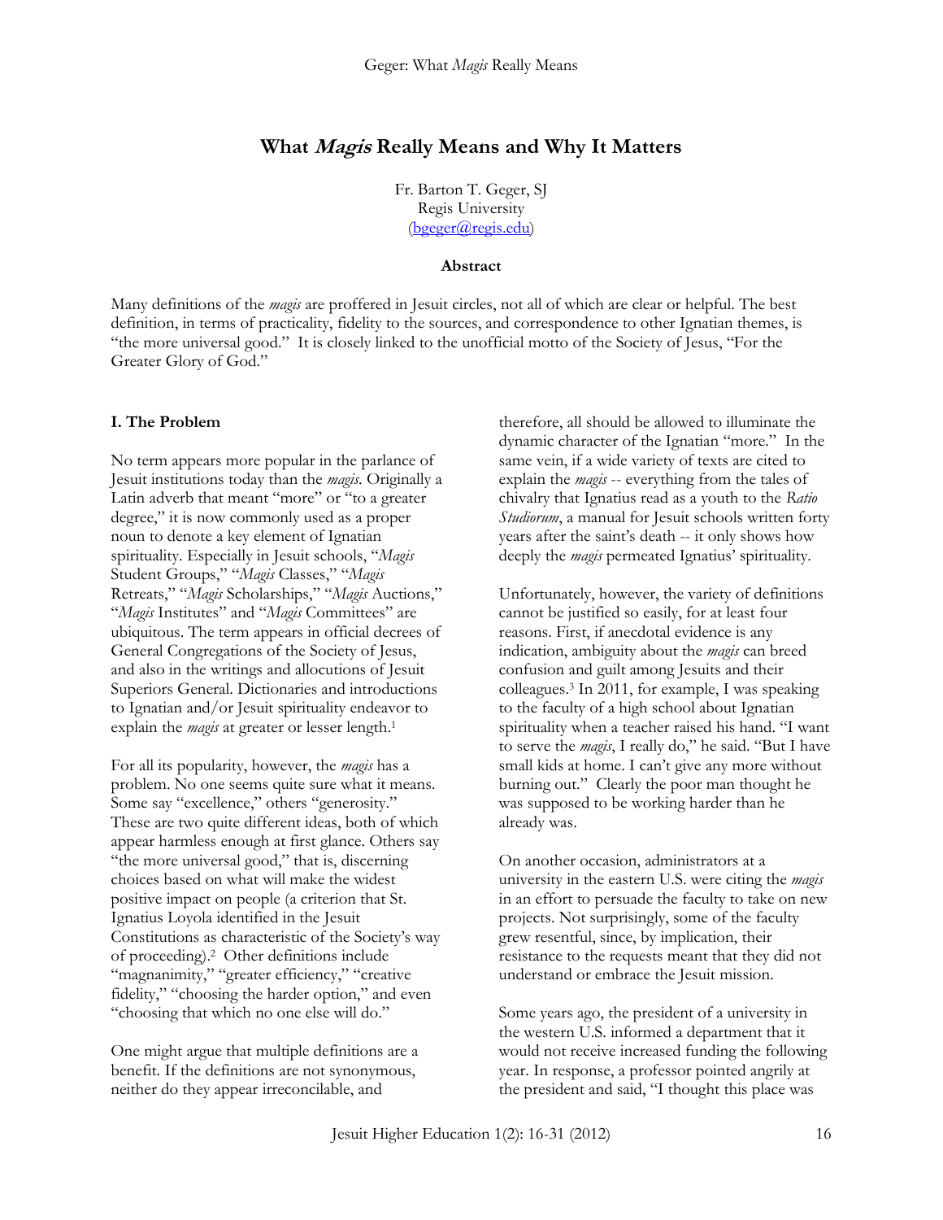# What *Magis* Really Means and Why It Matters

Fr. Barton T. Geger, SJ
Regis University
(bgeger@regis.edu)

**Abstract**

Many definitions of the *magis* are proffered in Jesuit circles, not all of which are clear or helpful. The best definition, in terms of practicality, fidelity to the sources, and correspondence to other Ignatian themes, is "the more universal good." It is closely linked to the unofficial motto of the Society of Jesus, "For the Greater Glory of God."

## I. The Problem

No term appears more popular in the parlance of Jesuit institutions today than the *magis*. Originally a Latin adverb that meant "more" or "to a greater degree," it is now commonly used as a proper noun to denote a key element of Ignatian spirituality. Especially in Jesuit schools, "*Magis* Student Groups," "*Magis* Classes," "*Magis* Retreats," "*Magis* Scholarships," "*Magis* Auctions," "*Magis* Institutes" and "*Magis* Committees" are ubiquitous. The term appears in official decrees of General Congregations of the Society of Jesus, and also in the writings and allocutions of Jesuit Superiors General. Dictionaries and introductions to Ignatian and/or Jesuit spirituality endeavor to explain the *magis* at greater or lesser length.[1]

For all its popularity, however, the *magis* has a problem. No one seems quite sure what it means. Some say "excellence," others "generosity." These are two quite different ideas, both of which appear harmless enough at first glance. Others say "the more universal good," that is, discerning choices based on what will make the widest positive impact on people (a criterion that St. Ignatius Loyola identified in the Jesuit Constitutions as characteristic of the Society's way of proceeding).[2] Other definitions include "magnanimity," "greater efficiency," "creative fidelity," "choosing the harder option," and even "choosing that which no one else will do."

One might argue that multiple definitions are a benefit. If the definitions are not synonymous, neither do they appear irreconcilable, and therefore, all should be allowed to illuminate the dynamic character of the Ignatian "more." In the same vein, if a wide variety of texts are cited to explain the *magis* -- everything from the tales of chivalry that Ignatius read as a youth to the *Ratio Studiorum*, a manual for Jesuit schools written forty years after the saint's death -- it only shows how deeply the *magis* permeated Ignatius' spirituality.

Unfortunately, however, the variety of definitions cannot be justified so easily, for at least four reasons. First, if anecdotal evidence is any indication, ambiguity about the *magis* can breed confusion and guilt among Jesuits and their colleagues.[3] In 2011, for example, I was speaking to the faculty of a high school about Ignatian spirituality when a teacher raised his hand. "I want to serve the *magis*, I really do," he said. "But I have small kids at home. I can't give any more without burning out." Clearly the poor man thought he was supposed to be working harder than he already was.

On another occasion, administrators at a university in the eastern U.S. were citing the *magis* in an effort to persuade the faculty to take on new projects. Not surprisingly, some of the faculty grew resentful, since, by implication, their resistance to the requests meant that they did not understand or embrace the Jesuit mission.

Some years ago, the president of a university in the western U.S. informed a department that it would not receive increased funding the following year. In response, a professor pointed angrily at the president and said, "I thought this place was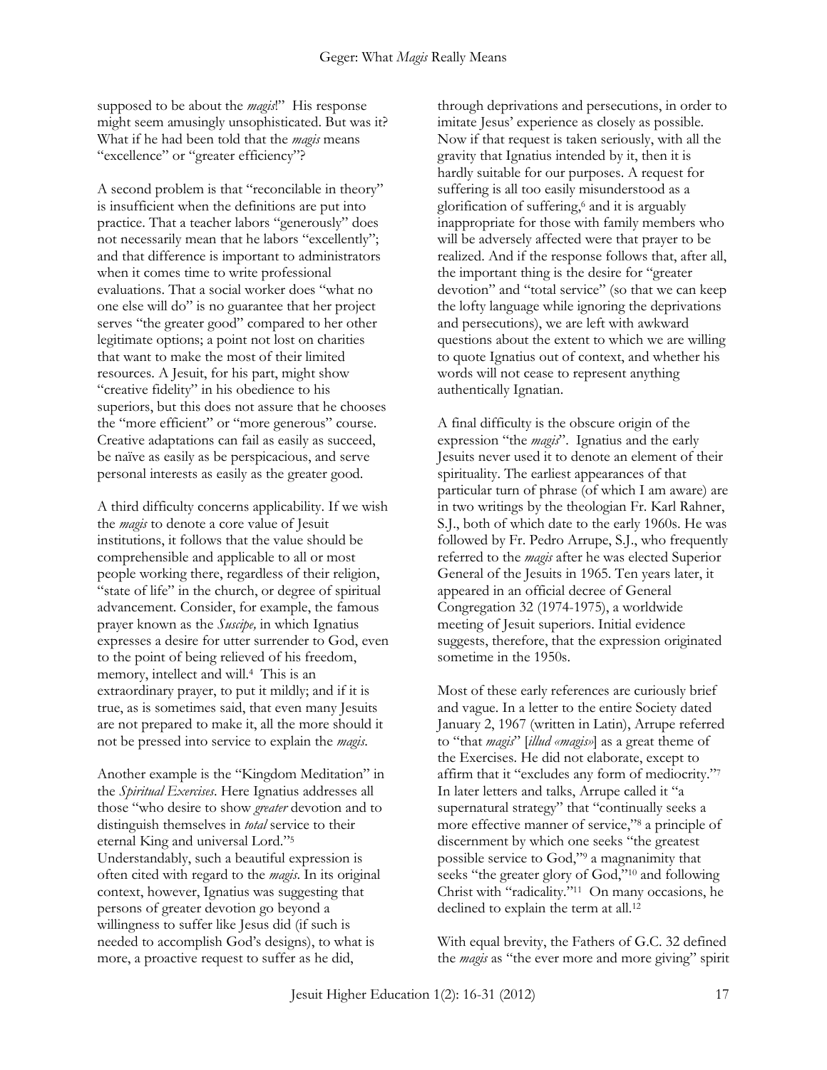supposed to be about the *magis*!" His response might seem amusingly unsophisticated. But was it? What if he had been told that the *magis* means "excellence" or "greater efficiency"?

A second problem is that "reconcilable in theory" is insufficient when the definitions are put into practice. That a teacher labors "generously" does not necessarily mean that he labors "excellently"; and that difference is important to administrators when it comes time to write professional evaluations. That a social worker does "what no one else will do" is no guarantee that her project serves "the greater good" compared to her other legitimate options; a point not lost on charities that want to make the most of their limited resources. A Jesuit, for his part, might show "creative fidelity" in his obedience to his superiors, but this does not assure that he chooses the "more efficient" or "more generous" course. Creative adaptations can fail as easily as succeed, be naïve as easily as be perspicacious, and serve personal interests as easily as the greater good.

A third difficulty concerns applicability. If we wish the *magis* to denote a core value of Jesuit institutions, it follows that the value should be comprehensible and applicable to all or most people working there, regardless of their religion, "state of life" in the church, or degree of spiritual advancement. Consider, for example, the famous prayer known as the *Suscipe,* in which Ignatius expresses a desire for utter surrender to God, even to the point of being relieved of his freedom, memory, intellect and will.[4] This is an extraordinary prayer, to put it mildly; and if it is true, as is sometimes said, that even many Jesuits are not prepared to make it, all the more should it not be pressed into service to explain the *magis*.

Another example is the "Kingdom Meditation" in the *Spiritual Exercises*. Here Ignatius addresses all those "who desire to show *greater* devotion and to distinguish themselves in *total* service to their eternal King and universal Lord."[5] Understandably, such a beautiful expression is often cited with regard to the *magis*. In its original context, however, Ignatius was suggesting that persons of greater devotion go beyond a willingness to suffer like Jesus did (if such is needed to accomplish God's designs), to what is more, a proactive request to suffer as he did, through deprivations and persecutions, in order to imitate Jesus' experience as closely as possible. Now if that request is taken seriously, with all the gravity that Ignatius intended by it, then it is hardly suitable for our purposes. A request for suffering is all too easily misunderstood as a glorification of suffering,[6] and it is arguably inappropriate for those with family members who will be adversely affected were that prayer to be realized. And if the response follows that, after all, the important thing is the desire for "greater devotion" and "total service" (so that we can keep the lofty language while ignoring the deprivations and persecutions), we are left with awkward questions about the extent to which we are willing to quote Ignatius out of context, and whether his words will not cease to represent anything authentically Ignatian.

A final difficulty is the obscure origin of the expression "the *magis*". Ignatius and the early Jesuits never used it to denote an element of their spirituality. The earliest appearances of that particular turn of phrase (of which I am aware) are in two writings by the theologian Fr. Karl Rahner, S.J., both of which date to the early 1960s. He was followed by Fr. Pedro Arrupe, S.J., who frequently referred to the *magis* after he was elected Superior General of the Jesuits in 1965. Ten years later, it appeared in an official decree of General Congregation 32 (1974-1975), a worldwide meeting of Jesuit superiors. Initial evidence suggests, therefore, that the expression originated sometime in the 1950s.

Most of these early references are curiously brief and vague. In a letter to the entire Society dated January 2, 1967 (written in Latin), Arrupe referred to "that *magis*" [*illud «magis»*] as a great theme of the Exercises. He did not elaborate, except to affirm that it "excludes any form of mediocrity."[7] In later letters and talks, Arrupe called it "a supernatural strategy" that "continually seeks a more effective manner of service,"[8] a principle of discernment by which one seeks "the greatest possible service to God,"[9] a magnanimity that seeks "the greater glory of God,"[10] and following Christ with "radicality."[11] On many occasions, he declined to explain the term at all.[12]

With equal brevity, the Fathers of G.C. 32 defined the *magis* as "the ever more and more giving" spirit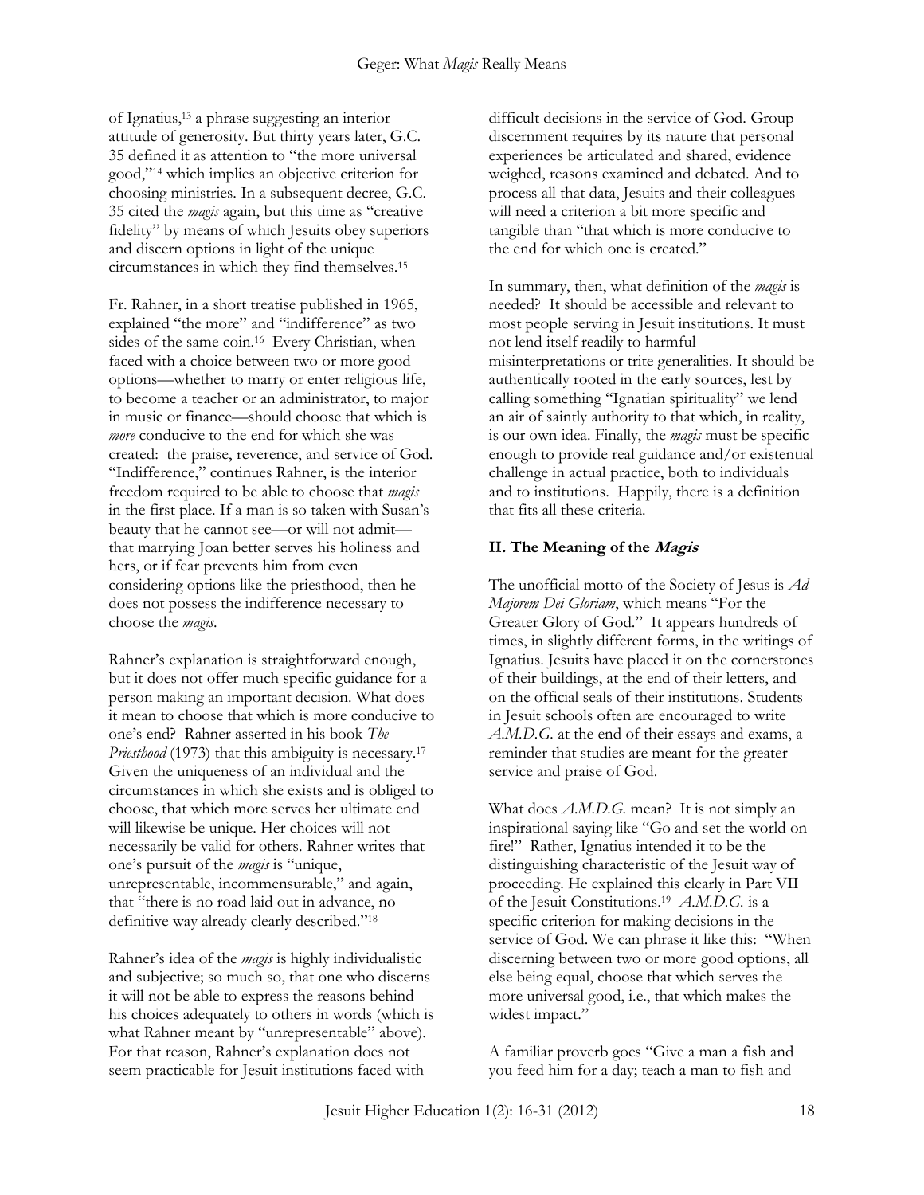of Ignatius,[13] a phrase suggesting an interior attitude of generosity. But thirty years later, G.C. 35 defined it as attention to "the more universal good,"[14] which implies an objective criterion for choosing ministries. In a subsequent decree, G.C. 35 cited the *magis* again, but this time as "creative fidelity" by means of which Jesuits obey superiors and discern options in light of the unique circumstances in which they find themselves.[15]

Fr. Rahner, in a short treatise published in 1965, explained "the more" and "indifference" as two sides of the same coin.[16] Every Christian, when faced with a choice between two or more good options—whether to marry or enter religious life, to become a teacher or an administrator, to major in music or finance—should choose that which is *more* conducive to the end for which she was created: the praise, reverence, and service of God. "Indifference," continues Rahner, is the interior freedom required to be able to choose that *magis* in the first place. If a man is so taken with Susan's beauty that he cannot see—or will not admit—that marrying Joan better serves his holiness and hers, or if fear prevents him from even considering options like the priesthood, then he does not possess the indifference necessary to choose the *magis*.

Rahner's explanation is straightforward enough, but it does not offer much specific guidance for a person making an important decision. What does it mean to choose that which is more conducive to one's end? Rahner asserted in his book *The Priesthood* (1973) that this ambiguity is necessary.[17] Given the uniqueness of an individual and the circumstances in which she exists and is obliged to choose, that which more serves her ultimate end will likewise be unique. Her choices will not necessarily be valid for others. Rahner writes that one's pursuit of the *magis* is "unique, unrepresentable, incommensurable," and again, that "there is no road laid out in advance, no definitive way already clearly described."[18]

Rahner's idea of the *magis* is highly individualistic and subjective; so much so, that one who discerns it will not be able to express the reasons behind his choices adequately to others in words (which is what Rahner meant by "unrepresentable" above). For that reason, Rahner's explanation does not seem practicable for Jesuit institutions faced with difficult decisions in the service of God. Group discernment requires by its nature that personal experiences be articulated and shared, evidence weighed, reasons examined and debated. And to process all that data, Jesuits and their colleagues will need a criterion a bit more specific and tangible than "that which is more conducive to the end for which one is created."

In summary, then, what definition of the *magis* is needed? It should be accessible and relevant to most people serving in Jesuit institutions. It must not lend itself readily to harmful misinterpretations or trite generalities. It should be authentically rooted in the early sources, lest by calling something "Ignatian spirituality" we lend an air of saintly authority to that which, in reality, is our own idea. Finally, the *magis* must be specific enough to provide real guidance and/or existential challenge in actual practice, both to individuals and to institutions. Happily, there is a definition that fits all these criteria.

## II. The Meaning of the *Magis*

The unofficial motto of the Society of Jesus is *Ad Majorem Dei Gloriam*, which means "For the Greater Glory of God." It appears hundreds of times, in slightly different forms, in the writings of Ignatius. Jesuits have placed it on the cornerstones of their buildings, at the end of their letters, and on the official seals of their institutions. Students in Jesuit schools often are encouraged to write *A.M.D.G.* at the end of their essays and exams, a reminder that studies are meant for the greater service and praise of God.

What does *A.M.D.G.* mean? It is not simply an inspirational saying like "Go and set the world on fire!" Rather, Ignatius intended it to be the distinguishing characteristic of the Jesuit way of proceeding. He explained this clearly in Part VII of the Jesuit Constitutions.[19] *A.M.D.G.* is a specific criterion for making decisions in the service of God. We can phrase it like this: "When discerning between two or more good options, all else being equal, choose that which serves the more universal good, i.e., that which makes the widest impact."

A familiar proverb goes "Give a man a fish and you feed him for a day; teach a man to fish and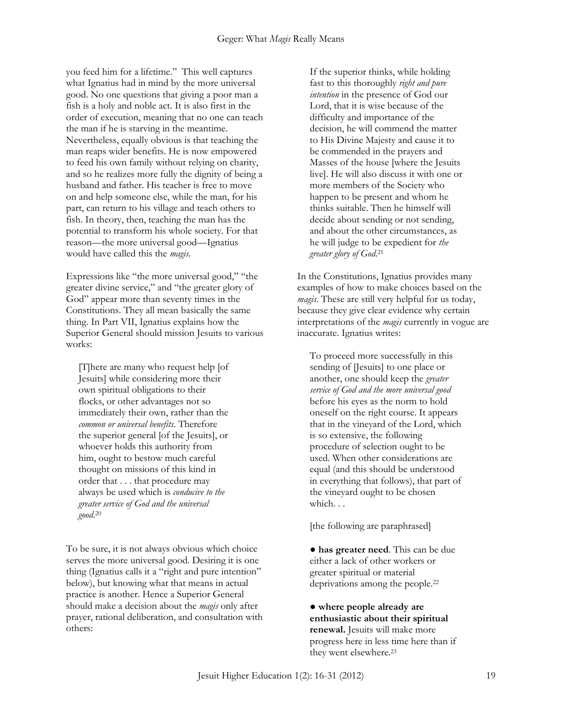you feed him for a lifetime." This well captures what Ignatius had in mind by the more universal good. No one questions that giving a poor man a fish is a holy and noble act. It is also first in the order of execution, meaning that no one can teach the man if he is starving in the meantime. Nevertheless, equally obvious is that teaching the man reaps wider benefits. He is now empowered to feed his own family without relying on charity, and so he realizes more fully the dignity of being a husband and father. His teacher is free to move on and help someone else, while the man, for his part, can return to his village and teach others to fish. In theory, then, teaching the man has the potential to transform his whole society. For that reason—the more universal good—Ignatius would have called this the *magis*.

Expressions like "the more universal good," "the greater divine service," and "the greater glory of God" appear more than seventy times in the Constitutions. They all mean basically the same thing. In Part VII, Ignatius explains how the Superior General should mission Jesuits to various works:

> [T]here are many who request help [of Jesuits] while considering more their own spiritual obligations to their flocks, or other advantages not so immediately their own, rather than the *common or universal benefits*. Therefore the superior general [of the Jesuits], or whoever holds this authority from him, ought to bestow much careful thought on missions of this kind in order that . . . that procedure may always be used which is *conducive to the greater service of God and the universal good*.[20]

To be sure, it is not always obvious which choice serves the more universal good. Desiring it is one thing (Ignatius calls it a "right and pure intention" below), but knowing what that means in actual practice is another. Hence a Superior General should make a decision about the *magis* only after prayer, rational deliberation, and consultation with others:

> If the superior thinks, while holding fast to this thoroughly *right and pure intention* in the presence of God our Lord, that it is wise because of the difficulty and importance of the decision, he will commend the matter to His Divine Majesty and cause it to be commended in the prayers and Masses of the house [where the Jesuits live]. He will also discuss it with one or more members of the Society who happen to be present and whom he thinks suitable. Then he himself will decide about sending or not sending, and about the other circumstances, as he will judge to be expedient for *the greater glory of God*.[21]

In the Constitutions, Ignatius provides many examples of how to make choices based on the *magis*. These are still very helpful for us today, because they give clear evidence why certain interpretations of the *magis* currently in vogue are inaccurate. Ignatius writes:

> To proceed more successfully in this sending of [Jesuits] to one place or another, one should keep the *greater service of God and the more universal good* before his eyes as the norm to hold oneself on the right course. It appears that in the vineyard of the Lord, which is so extensive, the following procedure of selection ought to be used. When other considerations are equal (and this should be understood in everything that follows), that part of the vineyard ought to be chosen which. . .
>
> [the following are paraphrased]
>
> - **has greater need**. This can be due either a lack of other workers or greater spiritual or material deprivations among the people.[22]
>
> - **where people already are enthusiastic about their spiritual renewal.** Jesuits will make more progress here in less time here than if they went elsewhere.[23]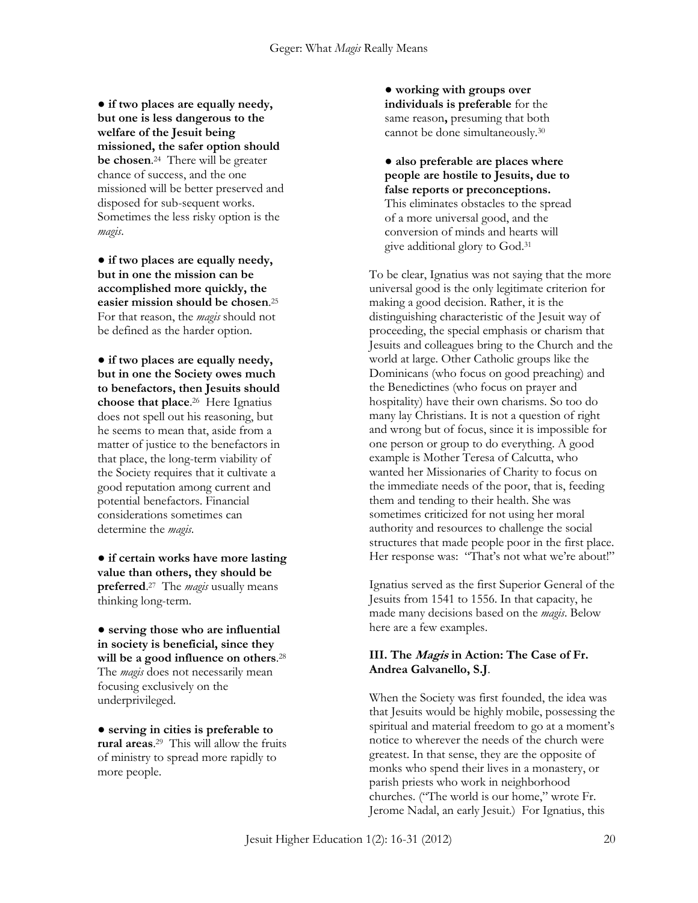● **if two places are equally needy, but one is less dangerous to the welfare of the Jesuit being missioned, the safer option should be chosen**.[24] There will be greater chance of success, and the one missioned will be better preserved and disposed for sub-sequent works. Sometimes the less risky option is the *magis*.

● **if two places are equally needy, but in one the mission can be accomplished more quickly, the easier mission should be chosen**.[25] For that reason, the *magis* should not be defined as the harder option.

● **if two places are equally needy, but in one the Society owes much to benefactors, then Jesuits should choose that place**.[26] Here Ignatius does not spell out his reasoning, but he seems to mean that, aside from a matter of justice to the benefactors in that place, the long-term viability of the Society requires that it cultivate a good reputation among current and potential benefactors. Financial considerations sometimes can determine the *magis*.

● **if certain works have more lasting value than others, they should be preferred**.[27] The *magis* usually means thinking long-term.

● **serving those who are influential in society is beneficial, since they will be a good influence on others**.[28] The *magis* does not necessarily mean focusing exclusively on the underprivileged.

● **serving in cities is preferable to rural areas**.[29] This will allow the fruits of ministry to spread more rapidly to more people.

● **working with groups over individuals is preferable** for the same reason**,** presuming that both cannot be done simultaneously.[30]

● **also preferable are places where people are hostile to Jesuits, due to false reports or preconceptions.** This eliminates obstacles to the spread of a more universal good, and the conversion of minds and hearts will give additional glory to God.[31]

To be clear, Ignatius was not saying that the more universal good is the only legitimate criterion for making a good decision. Rather, it is the distinguishing characteristic of the Jesuit way of proceeding, the special emphasis or charism that Jesuits and colleagues bring to the Church and the world at large. Other Catholic groups like the Dominicans (who focus on good preaching) and the Benedictines (who focus on prayer and hospitality) have their own charisms. So too do many lay Christians. It is not a question of right and wrong but of focus, since it is impossible for one person or group to do everything. A good example is Mother Teresa of Calcutta, who wanted her Missionaries of Charity to focus on the immediate needs of the poor, that is, feeding them and tending to their health. She was sometimes criticized for not using her moral authority and resources to challenge the social structures that made people poor in the first place. Her response was: "That's not what we're about!"

Ignatius served as the first Superior General of the Jesuits from 1541 to 1556. In that capacity, he made many decisions based on the *magis*. Below here are a few examples.

### III. The *Magis* in Action: The Case of Fr. Andrea Galvanello, S.J.

When the Society was first founded, the idea was that Jesuits would be highly mobile, possessing the spiritual and material freedom to go at a moment's notice to wherever the needs of the church were greatest. In that sense, they are the opposite of monks who spend their lives in a monastery, or parish priests who work in neighborhood churches. ("The world is our home," wrote Fr. Jerome Nadal, an early Jesuit.) For Ignatius, this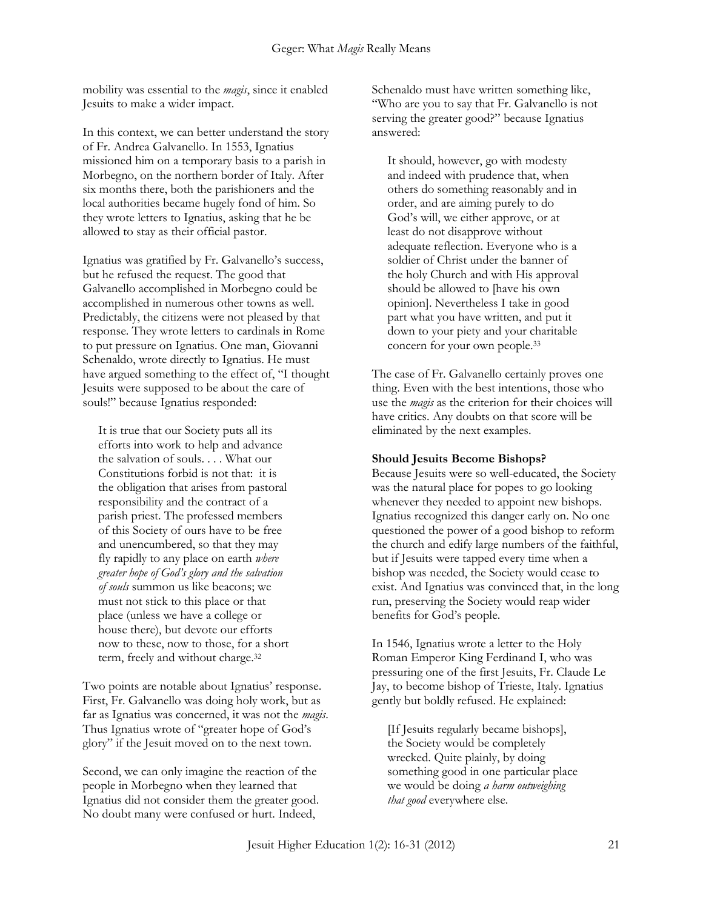mobility was essential to the *magis*, since it enabled Jesuits to make a wider impact.

In this context, we can better understand the story of Fr. Andrea Galvanello. In 1553, Ignatius missioned him on a temporary basis to a parish in Morbegno, on the northern border of Italy. After six months there, both the parishioners and the local authorities became hugely fond of him. So they wrote letters to Ignatius, asking that he be allowed to stay as their official pastor.

Ignatius was gratified by Fr. Galvanello's success, but he refused the request. The good that Galvanello accomplished in Morbegno could be accomplished in numerous other towns as well. Predictably, the citizens were not pleased by that response. They wrote letters to cardinals in Rome to put pressure on Ignatius. One man, Giovanni Schenaldo, wrote directly to Ignatius. He must have argued something to the effect of, "I thought Jesuits were supposed to be about the care of souls!" because Ignatius responded:

> It is true that our Society puts all its efforts into work to help and advance the salvation of souls. . . . What our Constitutions forbid is not that: it is the obligation that arises from pastoral responsibility and the contract of a parish priest. The professed members of this Society of ours have to be free and unencumbered, so that they may fly rapidly to any place on earth *where greater hope of God's glory and the salvation of souls* summon us like beacons; we must not stick to this place or that place (unless we have a college or house there), but devote our efforts now to these, now to those, for a short term, freely and without charge.[32]

Two points are notable about Ignatius' response. First, Fr. Galvanello was doing holy work, but as far as Ignatius was concerned, it was not the *magis*. Thus Ignatius wrote of "greater hope of God's glory" if the Jesuit moved on to the next town.

Second, we can only imagine the reaction of the people in Morbegno when they learned that Ignatius did not consider them the greater good. No doubt many were confused or hurt. Indeed, Schenaldo must have written something like, "Who are you to say that Fr. Galvanello is not serving the greater good?" because Ignatius answered:

> It should, however, go with modesty and indeed with prudence that, when others do something reasonably and in order, and are aiming purely to do God's will, we either approve, or at least do not disapprove without adequate reflection. Everyone who is a soldier of Christ under the banner of the holy Church and with His approval should be allowed to [have his own opinion]. Nevertheless I take in good part what you have written, and put it down to your piety and your charitable concern for your own people.[33]

The case of Fr. Galvanello certainly proves one thing. Even with the best intentions, those who use the *magis* as the criterion for their choices will have critics. Any doubts on that score will be eliminated by the next examples.

**Should Jesuits Become Bishops?**

Because Jesuits were so well-educated, the Society was the natural place for popes to go looking whenever they needed to appoint new bishops. Ignatius recognized this danger early on. No one questioned the power of a good bishop to reform the church and edify large numbers of the faithful, but if Jesuits were tapped every time when a bishop was needed, the Society would cease to exist. And Ignatius was convinced that, in the long run, preserving the Society would reap wider benefits for God's people.

In 1546, Ignatius wrote a letter to the Holy Roman Emperor King Ferdinand I, who was pressuring one of the first Jesuits, Fr. Claude Le Jay, to become bishop of Trieste, Italy. Ignatius gently but boldly refused. He explained:

> [If Jesuits regularly became bishops], the Society would be completely wrecked. Quite plainly, by doing something good in one particular place we would be doing *a harm outweighing that good* everywhere else.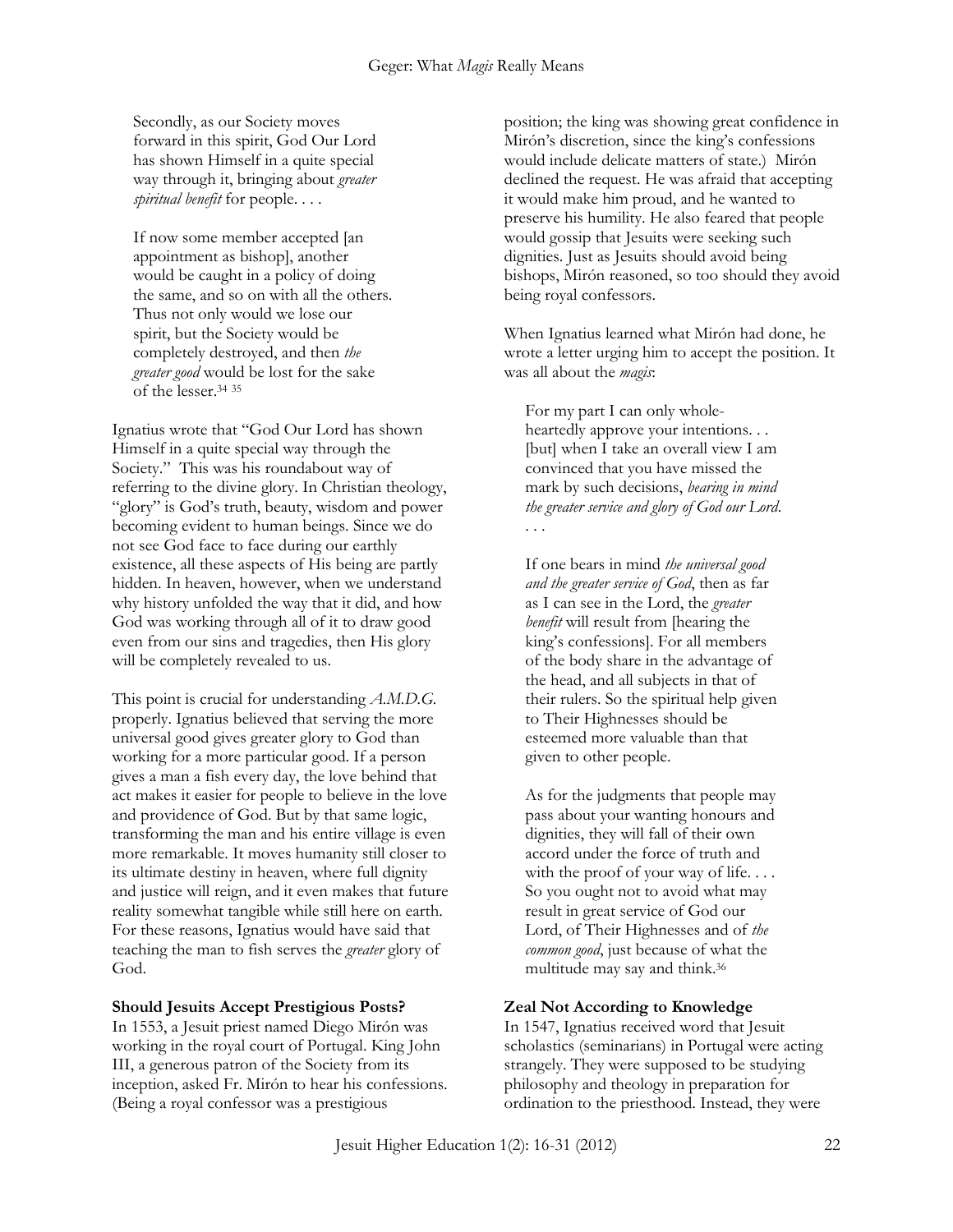> Secondly, as our Society moves forward in this spirit, God Our Lord has shown Himself in a quite special way through it, bringing about *greater spiritual benefit* for people. . . .
>
> If now some member accepted [an appointment as bishop], another would be caught in a policy of doing the same, and so on with all the others. Thus not only would we lose our spirit, but the Society would be completely destroyed, and then *the greater good* would be lost for the sake of the lesser.[34] [35]

Ignatius wrote that "God Our Lord has shown Himself in a quite special way through the Society." This was his roundabout way of referring to the divine glory. In Christian theology, "glory" is God's truth, beauty, wisdom and power becoming evident to human beings. Since we do not see God face to face during our earthly existence, all these aspects of His being are partly hidden. In heaven, however, when we understand why history unfolded the way that it did, and how God was working through all of it to draw good even from our sins and tragedies, then His glory will be completely revealed to us.

This point is crucial for understanding *A.M.D.G.* properly. Ignatius believed that serving the more universal good gives greater glory to God than working for a more particular good. If a person gives a man a fish every day, the love behind that act makes it easier for people to believe in the love and providence of God. But by that same logic, transforming the man and his entire village is even more remarkable. It moves humanity still closer to its ultimate destiny in heaven, where full dignity and justice will reign, and it even makes that future reality somewhat tangible while still here on earth. For these reasons, Ignatius would have said that teaching the man to fish serves the *greater* glory of God.

**Should Jesuits Accept Prestigious Posts?**

In 1553, a Jesuit priest named Diego Mirón was working in the royal court of Portugal. King John III, a generous patron of the Society from its inception, asked Fr. Mirón to hear his confessions. (Being a royal confessor was a prestigious position; the king was showing great confidence in Mirón's discretion, since the king's confessions would include delicate matters of state.) Mirón declined the request. He was afraid that accepting it would make him proud, and he wanted to preserve his humility. He also feared that people would gossip that Jesuits were seeking such dignities. Just as Jesuits should avoid being bishops, Mirón reasoned, so too should they avoid being royal confessors.

When Ignatius learned what Mirón had done, he wrote a letter urging him to accept the position. It was all about the *magis*:

> For my part I can only wholeheartedly approve your intentions. . . [but] when I take an overall view I am convinced that you have missed the mark by such decisions, *bearing in mind the greater service and glory of God our Lord*. . . .
>
> If one bears in mind *the universal good and the greater service of God*, then as far as I can see in the Lord, the *greater benefit* will result from [hearing the king's confessions]. For all members of the body share in the advantage of the head, and all subjects in that of their rulers. So the spiritual help given to Their Highnesses should be esteemed more valuable than that given to other people.
>
> As for the judgments that people may pass about your wanting honours and dignities, they will fall of their own accord under the force of truth and with the proof of your way of life. . . . So you ought not to avoid what may result in great service of God our Lord, of Their Highnesses and of *the common good*, just because of what the multitude may say and think.[36]

**Zeal Not According to Knowledge**

In 1547, Ignatius received word that Jesuit scholastics (seminarians) in Portugal were acting strangely. They were supposed to be studying philosophy and theology in preparation for ordination to the priesthood. Instead, they were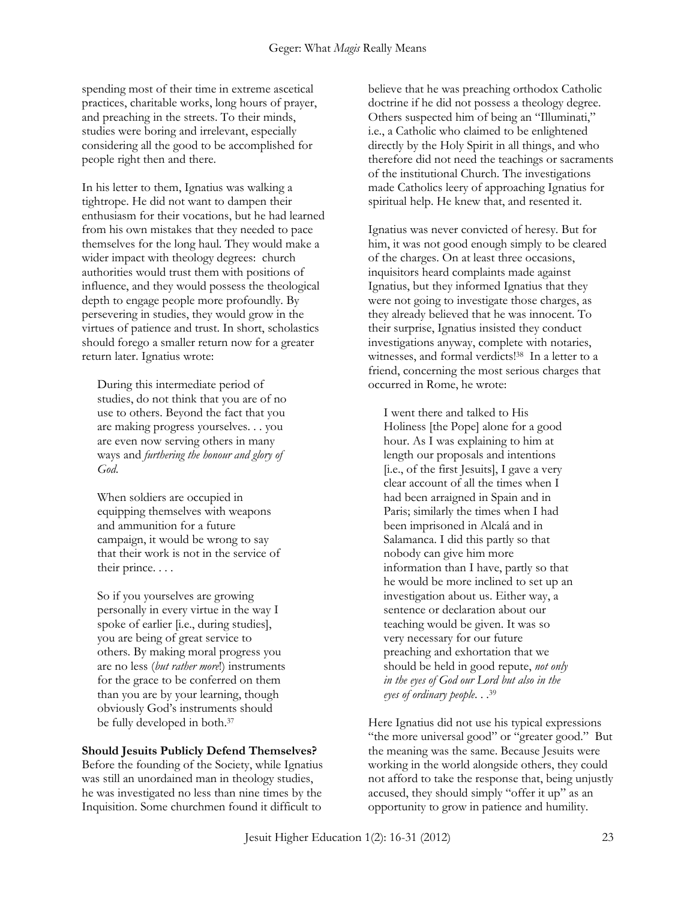spending most of their time in extreme ascetical practices, charitable works, long hours of prayer, and preaching in the streets. To their minds, studies were boring and irrelevant, especially considering all the good to be accomplished for people right then and there.

In his letter to them, Ignatius was walking a tightrope. He did not want to dampen their enthusiasm for their vocations, but he had learned from his own mistakes that they needed to pace themselves for the long haul. They would make a wider impact with theology degrees: church authorities would trust them with positions of influence, and they would possess the theological depth to engage people more profoundly. By persevering in studies, they would grow in the virtues of patience and trust. In short, scholastics should forego a smaller return now for a greater return later. Ignatius wrote:

> During this intermediate period of studies, do not think that you are of no use to others. Beyond the fact that you are making progress yourselves. . . you are even now serving others in many ways and *furthering the honour and glory of God*.
>
> When soldiers are occupied in equipping themselves with weapons and ammunition for a future campaign, it would be wrong to say that their work is not in the service of their prince. . . .
>
> So if you yourselves are growing personally in every virtue in the way I spoke of earlier [i.e., during studies], you are being of great service to others. By making moral progress you are no less (*but rather more*!) instruments for the grace to be conferred on them than you are by your learning, though obviously God's instruments should be fully developed in both.[37]

**Should Jesuits Publicly Defend Themselves?**

Before the founding of the Society, while Ignatius was still an unordained man in theology studies, he was investigated no less than nine times by the Inquisition. Some churchmen found it difficult to believe that he was preaching orthodox Catholic doctrine if he did not possess a theology degree. Others suspected him of being an "Illuminati," i.e., a Catholic who claimed to be enlightened directly by the Holy Spirit in all things, and who therefore did not need the teachings or sacraments of the institutional Church. The investigations made Catholics leery of approaching Ignatius for spiritual help. He knew that, and resented it.

Ignatius was never convicted of heresy. But for him, it was not good enough simply to be cleared of the charges. On at least three occasions, inquisitors heard complaints made against Ignatius, but they informed Ignatius that they were not going to investigate those charges, as they already believed that he was innocent. To their surprise, Ignatius insisted they conduct investigations anyway, complete with notaries, witnesses, and formal verdicts![38] In a letter to a friend, concerning the most serious charges that occurred in Rome, he wrote:

> I went there and talked to His Holiness [the Pope] alone for a good hour. As I was explaining to him at length our proposals and intentions [i.e., of the first Jesuits], I gave a very clear account of all the times when I had been arraigned in Spain and in Paris; similarly the times when I had been imprisoned in Alcalá and in Salamanca. I did this partly so that nobody can give him more information than I have, partly so that he would be more inclined to set up an investigation about us. Either way, a sentence or declaration about our teaching would be given. It was so very necessary for our future preaching and exhortation that we should be held in good repute, *not only in the eyes of God our Lord but also in the eyes of ordinary people*. . .[39]

Here Ignatius did not use his typical expressions "the more universal good" or "greater good." But the meaning was the same. Because Jesuits were working in the world alongside others, they could not afford to take the response that, being unjustly accused, they should simply "offer it up" as an opportunity to grow in patience and humility.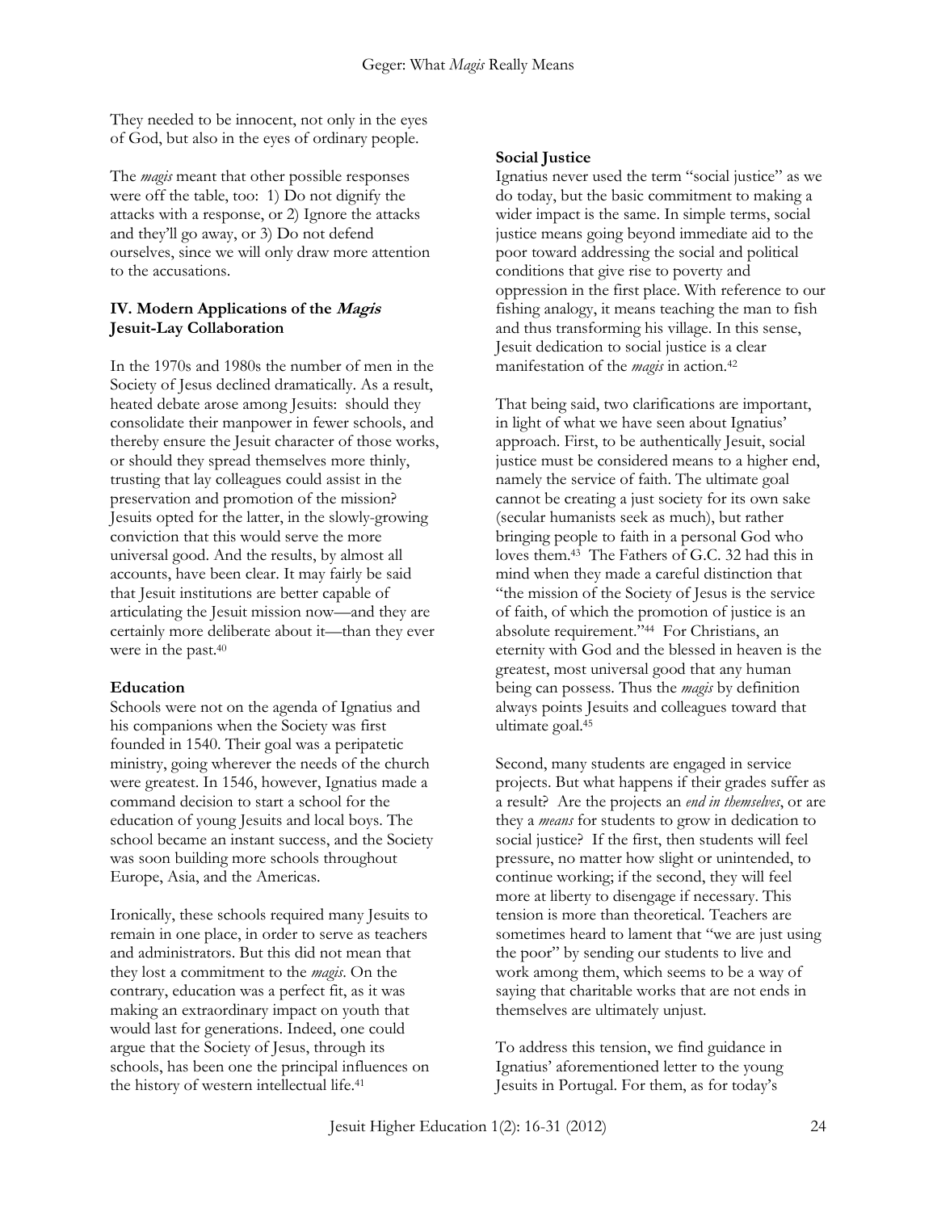They needed to be innocent, not only in the eyes of God, but also in the eyes of ordinary people.

The *magis* meant that other possible responses were off the table, too: 1) Do not dignify the attacks with a response, or 2) Ignore the attacks and they'll go away, or 3) Do not defend ourselves, since we will only draw more attention to the accusations.

## IV. Modern Applications of the *Magis*

### Jesuit-Lay Collaboration

In the 1970s and 1980s the number of men in the Society of Jesus declined dramatically. As a result, heated debate arose among Jesuits: should they consolidate their manpower in fewer schools, and thereby ensure the Jesuit character of those works, or should they spread themselves more thinly, trusting that lay colleagues could assist in the preservation and promotion of the mission? Jesuits opted for the latter, in the slowly-growing conviction that this would serve the more universal good. And the results, by almost all accounts, have been clear. It may fairly be said that Jesuit institutions are better capable of articulating the Jesuit mission now—and they are certainly more deliberate about it—than they ever were in the past.[40]

### Education

Schools were not on the agenda of Ignatius and his companions when the Society was first founded in 1540. Their goal was a peripatetic ministry, going wherever the needs of the church were greatest. In 1546, however, Ignatius made a command decision to start a school for the education of young Jesuits and local boys. The school became an instant success, and the Society was soon building more schools throughout Europe, Asia, and the Americas.

Ironically, these schools required many Jesuits to remain in one place, in order to serve as teachers and administrators. But this did not mean that they lost a commitment to the *magis*. On the contrary, education was a perfect fit, as it was making an extraordinary impact on youth that would last for generations. Indeed, one could argue that the Society of Jesus, through its schools, has been one the principal influences on the history of western intellectual life.[41]

### Social Justice

Ignatius never used the term "social justice" as we do today, but the basic commitment to making a wider impact is the same. In simple terms, social justice means going beyond immediate aid to the poor toward addressing the social and political conditions that give rise to poverty and oppression in the first place. With reference to our fishing analogy, it means teaching the man to fish and thus transforming his village. In this sense, Jesuit dedication to social justice is a clear manifestation of the *magis* in action.[42]

That being said, two clarifications are important, in light of what we have seen about Ignatius' approach. First, to be authentically Jesuit, social justice must be considered means to a higher end, namely the service of faith. The ultimate goal cannot be creating a just society for its own sake (secular humanists seek as much), but rather bringing people to faith in a personal God who loves them.[43] The Fathers of G.C. 32 had this in mind when they made a careful distinction that "the mission of the Society of Jesus is the service of faith, of which the promotion of justice is an absolute requirement."[44] For Christians, an eternity with God and the blessed in heaven is the greatest, most universal good that any human being can possess. Thus the *magis* by definition always points Jesuits and colleagues toward that ultimate goal.[45]

Second, many students are engaged in service projects. But what happens if their grades suffer as a result? Are the projects an *end in themselves*, or are they a *means* for students to grow in dedication to social justice? If the first, then students will feel pressure, no matter how slight or unintended, to continue working; if the second, they will feel more at liberty to disengage if necessary. This tension is more than theoretical. Teachers are sometimes heard to lament that "we are just using the poor" by sending our students to live and work among them, which seems to be a way of saying that charitable works that are not ends in themselves are ultimately unjust.

To address this tension, we find guidance in Ignatius' aforementioned letter to the young Jesuits in Portugal. For them, as for today's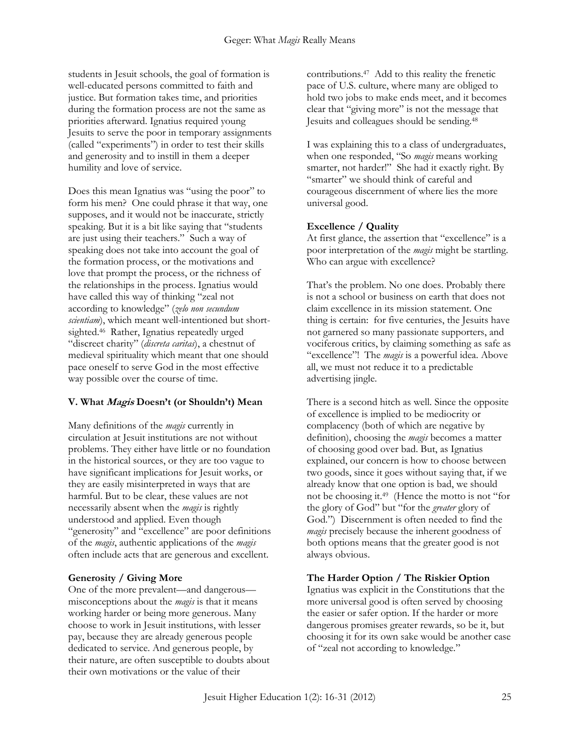students in Jesuit schools, the goal of formation is well-educated persons committed to faith and justice. But formation takes time, and priorities during the formation process are not the same as priorities afterward. Ignatius required young Jesuits to serve the poor in temporary assignments (called "experiments") in order to test their skills and generosity and to instill in them a deeper humility and love of service.

Does this mean Ignatius was "using the poor" to form his men? One could phrase it that way, one supposes, and it would not be inaccurate, strictly speaking. But it is a bit like saying that "students are just using their teachers." Such a way of speaking does not take into account the goal of the formation process, or the motivations and love that prompt the process, or the richness of the relationships in the process. Ignatius would have called this way of thinking "zeal not according to knowledge" (*zelo non secundum scientiam*), which meant well-intentioned but short-sighted.[46] Rather, Ignatius repeatedly urged "discreet charity" (*discreta caritas*), a chestnut of medieval spirituality which meant that one should pace oneself to serve God in the most effective way possible over the course of time.

## V. What *Magis* Doesn't (or Shouldn't) Mean

Many definitions of the *magis* currently in circulation at Jesuit institutions are not without problems. They either have little or no foundation in the historical sources, or they are too vague to have significant implications for Jesuit works, or they are easily misinterpreted in ways that are harmful. But to be clear, these values are not necessarily absent when the *magis* is rightly understood and applied. Even though "generosity" and "excellence" are poor definitions of the *magis*, authentic applications of the *magis* often include acts that are generous and excellent.

### Generosity / Giving More

One of the more prevalent—and dangerous—misconceptions about the *magis* is that it means working harder or being more generous. Many choose to work in Jesuit institutions, with lesser pay, because they are already generous people dedicated to service. And generous people, by their nature, are often susceptible to doubts about their own motivations or the value of their contributions.[47] Add to this reality the frenetic pace of U.S. culture, where many are obliged to hold two jobs to make ends meet, and it becomes clear that "giving more" is not the message that Jesuits and colleagues should be sending.[48]

I was explaining this to a class of undergraduates, when one responded, "So *magis* means working smarter, not harder!" She had it exactly right. By "smarter" we should think of careful and courageous discernment of where lies the more universal good.

### Excellence / Quality

At first glance, the assertion that "excellence" is a poor interpretation of the *magis* might be startling. Who can argue with excellence?

That's the problem. No one does. Probably there is not a school or business on earth that does not claim excellence in its mission statement. One thing is certain: for five centuries, the Jesuits have not garnered so many passionate supporters, and vociferous critics, by claiming something as safe as "excellence"! The *magis* is a powerful idea. Above all, we must not reduce it to a predictable advertising jingle.

There is a second hitch as well. Since the opposite of excellence is implied to be mediocrity or complacency (both of which are negative by definition), choosing the *magis* becomes a matter of choosing good over bad. But, as Ignatius explained, our concern is how to choose between two goods, since it goes without saying that, if we already know that one option is bad, we should not be choosing it.[49] (Hence the motto is not "for the glory of God" but "for the *greater* glory of God.") Discernment is often needed to find the *magis* precisely because the inherent goodness of both options means that the greater good is not always obvious.

### The Harder Option / The Riskier Option

Ignatius was explicit in the Constitutions that the more universal good is often served by choosing the easier or safer option. If the harder or more dangerous promises greater rewards, so be it, but choosing it for its own sake would be another case of "zeal not according to knowledge."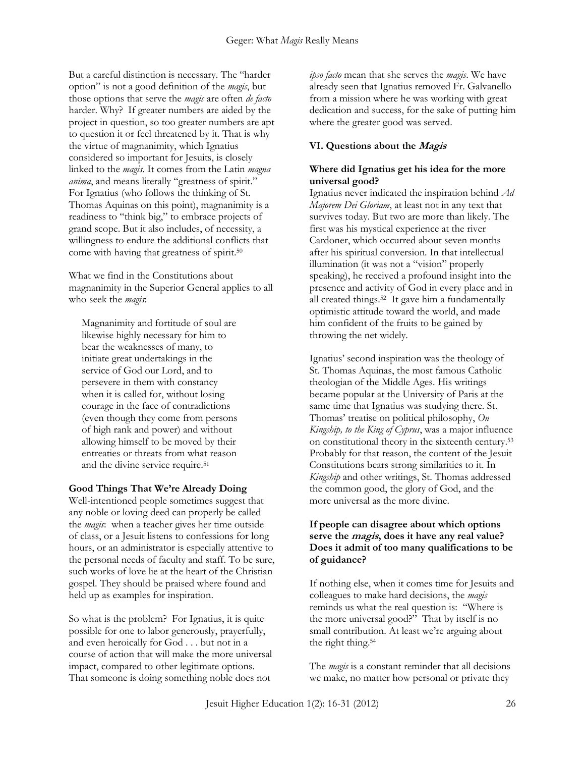But a careful distinction is necessary. The "harder option" is not a good definition of the *magis*, but those options that serve the *magis* are often *de facto* harder. Why? If greater numbers are aided by the project in question, so too greater numbers are apt to question it or feel threatened by it. That is why the virtue of magnanimity, which Ignatius considered so important for Jesuits, is closely linked to the *magis*. It comes from the Latin *magna anima*, and means literally "greatness of spirit." For Ignatius (who follows the thinking of St. Thomas Aquinas on this point), magnanimity is a readiness to "think big," to embrace projects of grand scope. But it also includes, of necessity, a willingness to endure the additional conflicts that come with having that greatness of spirit.[50]

What we find in the Constitutions about magnanimity in the Superior General applies to all who seek the *magis*:

> Magnanimity and fortitude of soul are likewise highly necessary for him to bear the weaknesses of many, to initiate great undertakings in the service of God our Lord, and to persevere in them with constancy when it is called for, without losing courage in the face of contradictions (even though they come from persons of high rank and power) and without allowing himself to be moved by their entreaties or threats from what reason and the divine service require.[51]

**Good Things That We're Already Doing**

Well-intentioned people sometimes suggest that any noble or loving deed can properly be called the *magis*: when a teacher gives her time outside of class, or a Jesuit listens to confessions for long hours, or an administrator is especially attentive to the personal needs of faculty and staff. To be sure, such works of love lie at the heart of the Christian gospel. They should be praised where found and held up as examples for inspiration.

So what is the problem? For Ignatius, it is quite possible for one to labor generously, prayerfully, and even heroically for God . . . but not in a course of action that will make the more universal impact, compared to other legitimate options. That someone is doing something noble does not *ipso facto* mean that she serves the *magis*. We have already seen that Ignatius removed Fr. Galvanello from a mission where he was working with great dedication and success, for the sake of putting him where the greater good was served.

## VI. Questions about the *Magis*

**Where did Ignatius get his idea for the more universal good?**

Ignatius never indicated the inspiration behind *Ad Majorem Dei Gloriam*, at least not in any text that survives today. But two are more than likely. The first was his mystical experience at the river Cardoner, which occurred about seven months after his spiritual conversion. In that intellectual illumination (it was not a "vision" properly speaking), he received a profound insight into the presence and activity of God in every place and in all created things.[52] It gave him a fundamentally optimistic attitude toward the world, and made him confident of the fruits to be gained by throwing the net widely.

Ignatius' second inspiration was the theology of St. Thomas Aquinas, the most famous Catholic theologian of the Middle Ages. His writings became popular at the University of Paris at the same time that Ignatius was studying there. St. Thomas' treatise on political philosophy, *On Kingship, to the King of Cyprus*, was a major influence on constitutional theory in the sixteenth century.[53] Probably for that reason, the content of the Jesuit Constitutions bears strong similarities to it. In *Kingship* and other writings, St. Thomas addressed the common good, the glory of God, and the more universal as the more divine.

**If people can disagree about which options serve the *magis*, does it have any real value? Does it admit of too many qualifications to be of guidance?**

If nothing else, when it comes time for Jesuits and colleagues to make hard decisions, the *magis* reminds us what the real question is: "Where is the more universal good?" That by itself is no small contribution. At least we're arguing about the right thing.[54]

The *magis* is a constant reminder that all decisions we make, no matter how personal or private they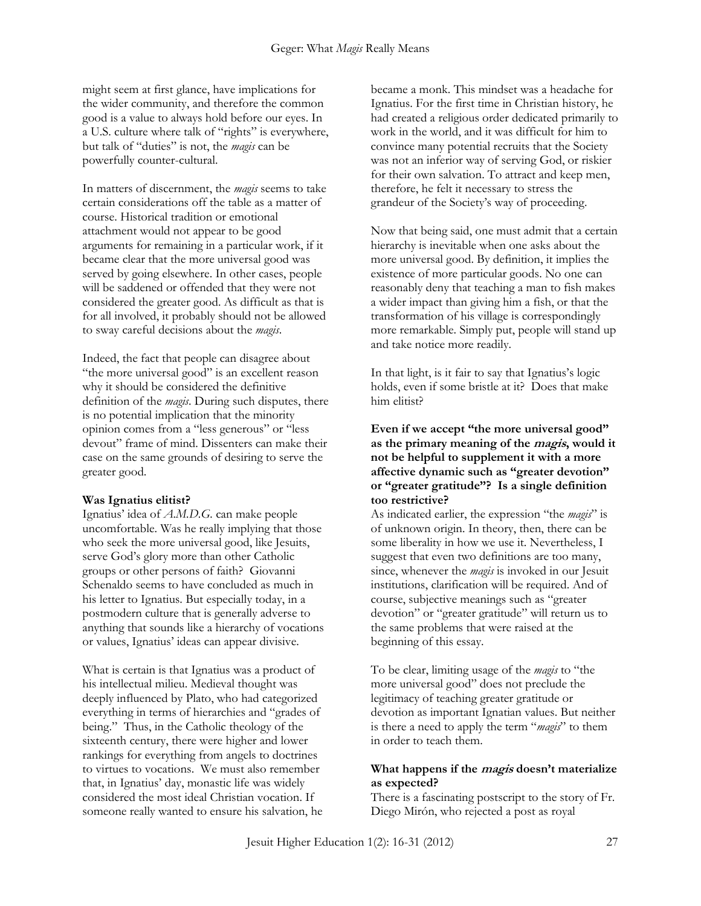might seem at first glance, have implications for the wider community, and therefore the common good is a value to always hold before our eyes. In a U.S. culture where talk of "rights" is everywhere, but talk of "duties" is not, the *magis* can be powerfully counter-cultural.

In matters of discernment, the *magis* seems to take certain considerations off the table as a matter of course. Historical tradition or emotional attachment would not appear to be good arguments for remaining in a particular work, if it became clear that the more universal good was served by going elsewhere. In other cases, people will be saddened or offended that they were not considered the greater good. As difficult as that is for all involved, it probably should not be allowed to sway careful decisions about the *magis*.

Indeed, the fact that people can disagree about "the more universal good" is an excellent reason why it should be considered the definitive definition of the *magis*. During such disputes, there is no potential implication that the minority opinion comes from a "less generous" or "less devout" frame of mind. Dissenters can make their case on the same grounds of desiring to serve the greater good.

**Was Ignatius elitist?**

Ignatius' idea of *A.M.D.G.* can make people uncomfortable. Was he really implying that those who seek the more universal good, like Jesuits, serve God's glory more than other Catholic groups or other persons of faith? Giovanni Schenaldo seems to have concluded as much in his letter to Ignatius. But especially today, in a postmodern culture that is generally adverse to anything that sounds like a hierarchy of vocations or values, Ignatius' ideas can appear divisive.

What is certain is that Ignatius was a product of his intellectual milieu. Medieval thought was deeply influenced by Plato, who had categorized everything in terms of hierarchies and "grades of being." Thus, in the Catholic theology of the sixteenth century, there were higher and lower rankings for everything from angels to doctrines to virtues to vocations. We must also remember that, in Ignatius' day, monastic life was widely considered the most ideal Christian vocation. If someone really wanted to ensure his salvation, he became a monk. This mindset was a headache for Ignatius. For the first time in Christian history, he had created a religious order dedicated primarily to work in the world, and it was difficult for him to convince many potential recruits that the Society was not an inferior way of serving God, or riskier for their own salvation. To attract and keep men, therefore, he felt it necessary to stress the grandeur of the Society's way of proceeding.

Now that being said, one must admit that a certain hierarchy is inevitable when one asks about the more universal good. By definition, it implies the existence of more particular goods. No one can reasonably deny that teaching a man to fish makes a wider impact than giving him a fish, or that the transformation of his village is correspondingly more remarkable. Simply put, people will stand up and take notice more readily.

In that light, is it fair to say that Ignatius's logic holds, even if some bristle at it? Does that make him elitist?

**Even if we accept "the more universal good" as the primary meaning of the *magis*, would it not be helpful to supplement it with a more affective dynamic such as "greater devotion" or "greater gratitude"? Is a single definition too restrictive?**

As indicated earlier, the expression "the *magis*" is of unknown origin. In theory, then, there can be some liberality in how we use it. Nevertheless, I suggest that even two definitions are too many, since, whenever the *magis* is invoked in our Jesuit institutions, clarification will be required. And of course, subjective meanings such as "greater devotion" or "greater gratitude" will return us to the same problems that were raised at the beginning of this essay.

To be clear, limiting usage of the *magis* to "the more universal good" does not preclude the legitimacy of teaching greater gratitude or devotion as important Ignatian values. But neither is there a need to apply the term "*magis*" to them in order to teach them.

**What happens if the *magis* doesn't materialize as expected?**

There is a fascinating postscript to the story of Fr. Diego Mirón, who rejected a post as royal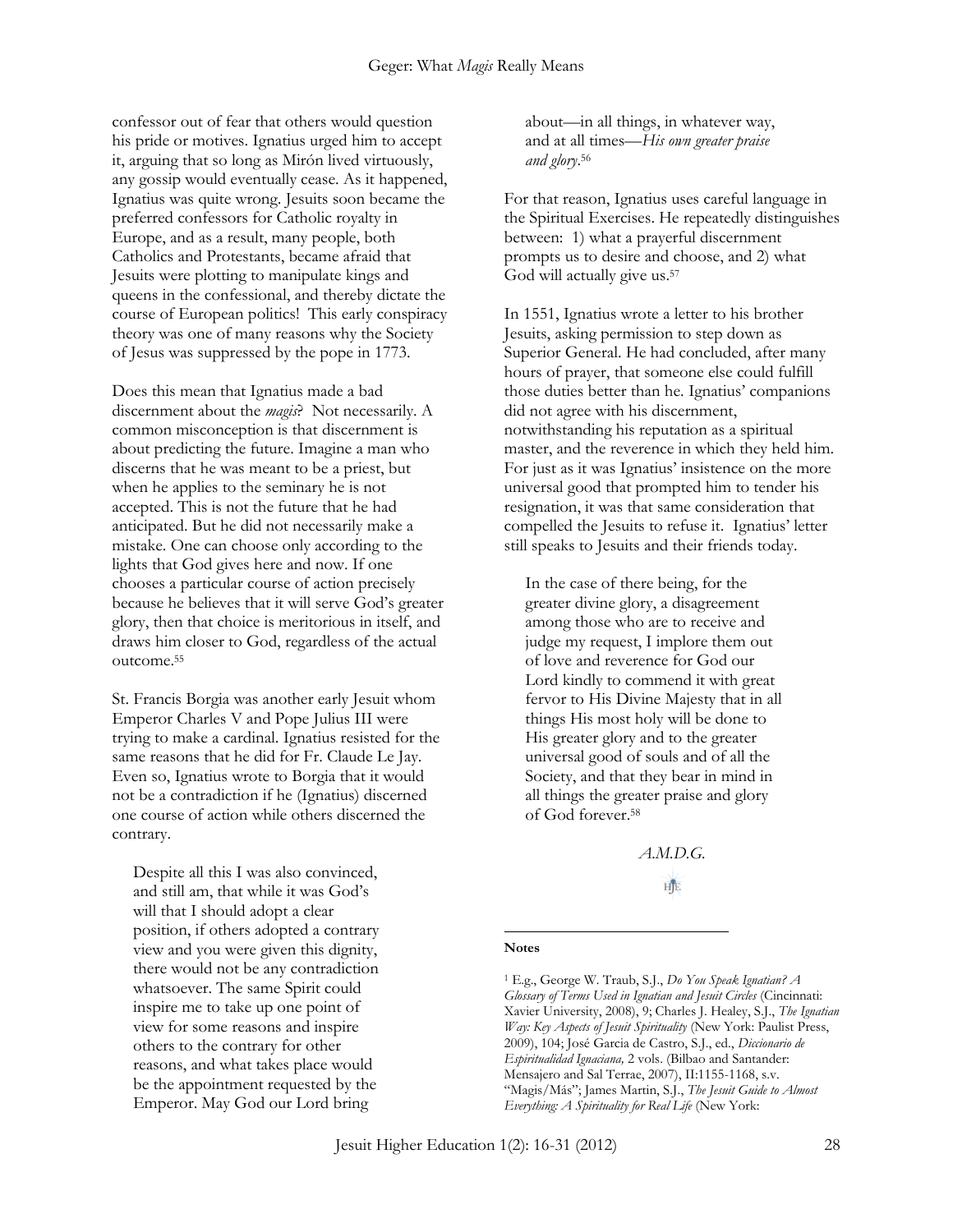confessor out of fear that others would question his pride or motives. Ignatius urged him to accept it, arguing that so long as Mirón lived virtuously, any gossip would eventually cease. As it happened, Ignatius was quite wrong. Jesuits soon became the preferred confessors for Catholic royalty in Europe, and as a result, many people, both Catholics and Protestants, became afraid that Jesuits were plotting to manipulate kings and queens in the confessional, and thereby dictate the course of European politics! This early conspiracy theory was one of many reasons why the Society of Jesus was suppressed by the pope in 1773.

Does this mean that Ignatius made a bad discernment about the *magis*? Not necessarily. A common misconception is that discernment is about predicting the future. Imagine a man who discerns that he was meant to be a priest, but when he applies to the seminary he is not accepted. This is not the future that he had anticipated. But he did not necessarily make a mistake. One can choose only according to the lights that God gives here and now. If one chooses a particular course of action precisely because he believes that it will serve God's greater glory, then that choice is meritorious in itself, and draws him closer to God, regardless of the actual outcome.[55]

St. Francis Borgia was another early Jesuit whom Emperor Charles V and Pope Julius III were trying to make a cardinal. Ignatius resisted for the same reasons that he did for Fr. Claude Le Jay. Even so, Ignatius wrote to Borgia that it would not be a contradiction if he (Ignatius) discerned one course of action while others discerned the contrary.

> Despite all this I was also convinced, and still am, that while it was God's will that I should adopt a clear position, if others adopted a contrary view and you were given this dignity, there would not be any contradiction whatsoever. The same Spirit could inspire me to take up one point of view for some reasons and inspire others to the contrary for other reasons, and what takes place would be the appointment requested by the Emperor. May God our Lord bring about—in all things, in whatever way, and at all times—*His own greater praise and glory*.[56]

For that reason, Ignatius uses careful language in the Spiritual Exercises. He repeatedly distinguishes between: 1) what a prayerful discernment prompts us to desire and choose, and 2) what God will actually give us.[57]

In 1551, Ignatius wrote a letter to his brother Jesuits, asking permission to step down as Superior General. He had concluded, after many hours of prayer, that someone else could fulfill those duties better than he. Ignatius' companions did not agree with his discernment, notwithstanding his reputation as a spiritual master, and the reverence in which they held him. For just as it was Ignatius' insistence on the more universal good that prompted him to tender his resignation, it was that same consideration that compelled the Jesuits to refuse it. Ignatius' letter still speaks to Jesuits and their friends today.

> In the case of there being, for the greater divine glory, a disagreement among those who are to receive and judge my request, I implore them out of love and reverence for God our Lord kindly to commend it with great fervor to His Divine Majesty that in all things His most holy will be done to His greater glory and to the greater universal good of souls and of all the Society, and that they bear in mind in all things the greater praise and glory of God forever.[58]

*A.M.D.G.*

**Notes**

[1] E.g., George W. Traub, S.J., *Do You Speak Ignatian? A Glossary of Terms Used in Ignatian and Jesuit Circles* (Cincinnati: Xavier University, 2008), 9; Charles J. Healey, S.J., *The Ignatian Way: Key Aspects of Jesuit Spirituality* (New York: Paulist Press, 2009), 104; José Garcia de Castro, S.J., ed., *Diccionario de Espiritualidad Ignaciana,* 2 vols. (Bilbao and Santander: Mensajero and Sal Terrae, 2007), II:1155-1168, s.v. "Magis/Más"; James Martin, S.J., *The Jesuit Guide to Almost Everything: A Spirituality for Real Life* (New York: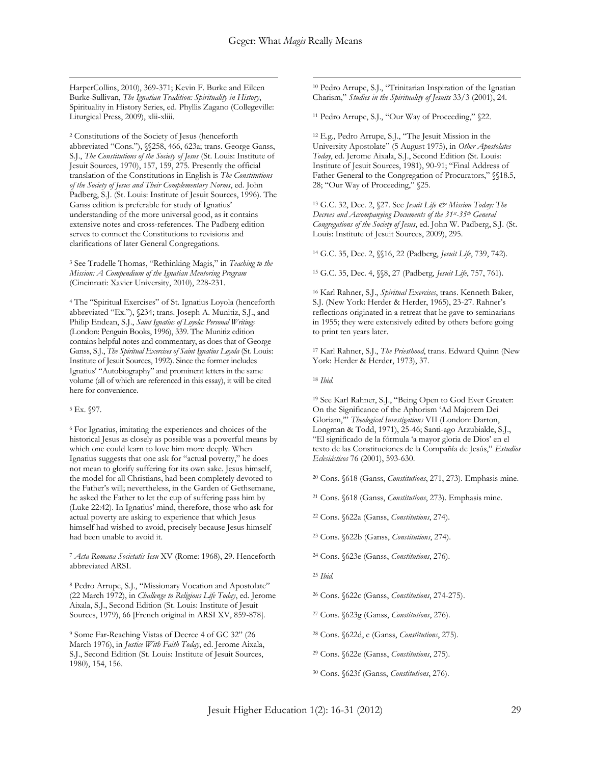HarperCollins, 2010), 369-371; Kevin F. Burke and Eileen Burke-Sullivan, *The Ignatian Tradition: Spirituality in History*, Spirituality in History Series, ed. Phyllis Zagano (Collegeville: Liturgical Press, 2009), xlii-xliii.

[2] Constitutions of the Society of Jesus (henceforth abbreviated "Cons."), §§258, 466, 623a; trans. George Ganss, S.J., *The Constitutions of the Society of Jesus* (St. Louis: Institute of Jesuit Sources, 1970), 157, 159, 275. Presently the official translation of the Constitutions in English is *The Constitutions of the Society of Jesus and Their Complementary Norms*, ed. John Padberg, S.J. (St. Louis: Institute of Jesuit Sources, 1996). The Ganss edition is preferable for study of Ignatius' understanding of the more universal good, as it contains extensive notes and cross-references. The Padberg edition serves to connect the Constitutions to revisions and clarifications of later General Congregations.

[3] See Trudelle Thomas, "Rethinking Magis," in *Teaching to the Mission: A Compendium of the Ignatian Mentoring Program* (Cincinnati: Xavier University, 2010), 228-231.

[4] The "Spiritual Exercises" of St. Ignatius Loyola (henceforth abbreviated "Ex."), §234; trans. Joseph A. Munitiz, S.J., and Philip Endean, S.J., *Saint Ignatius of Loyola: Personal Writings* (London: Penguin Books, 1996), 339. The Munitiz edition contains helpful notes and commentary, as does that of George Ganss, S.J., *The Spiritual Exercises of Saint Ignatius Loyola* (St. Louis: Institute of Jesuit Sources, 1992). Since the former includes Ignatius' "Autobiography" and prominent letters in the same volume (all of which are referenced in this essay), it will be cited here for convenience.

[5] Ex. §97.

[6] For Ignatius, imitating the experiences and choices of the historical Jesus as closely as possible was a powerful means by which one could learn to love him more deeply. When Ignatius suggests that one ask for "actual poverty," he does not mean to glorify suffering for its own sake. Jesus himself, the model for all Christians, had been completely devoted to the Father's will; nevertheless, in the Garden of Gethsemane, he asked the Father to let the cup of suffering pass him by (Luke 22:42). In Ignatius' mind, therefore, those who ask for actual poverty are asking to experience that which Jesus himself had wished to avoid, precisely because Jesus himself had been unable to avoid it.

[7] *Acta Romana Societatis Iesu* XV (Rome: 1968), 29. Henceforth abbreviated ARSI.

[8] Pedro Arrupe, S.J., "Missionary Vocation and Apostolate" (22 March 1972), in *Challenge to Religious Life Today*, ed. Jerome Aixala, S.J., Second Edition (St. Louis: Institute of Jesuit Sources, 1979), 66 [French original in ARSI XV, 859-878].

[9] Some Far-Reaching Vistas of Decree 4 of GC 32" (26 March 1976), in *Justice With Faith Today*, ed. Jerome Aixala, S.J., Second Edition (St. Louis: Institute of Jesuit Sources, 1980), 154, 156.

[10] Pedro Arrupe, S.J., "Trinitarian Inspiration of the Ignatian Charism," *Studies in the Spirituality of Jesuits* 33/3 (2001), 24.

[11] Pedro Arrupe, S.J., "Our Way of Proceeding," §22.

[12] E.g., Pedro Arrupe, S.J., "The Jesuit Mission in the University Apostolate" (5 August 1975), in *Other Apostolates Today*, ed. Jerome Aixala, S.J., Second Edition (St. Louis: Institute of Jesuit Sources, 1981), 90-91; "Final Address of Father General to the Congregation of Procurators," §§18.5, 28; "Our Way of Proceeding," §25.

[13] G.C. 32, Dec. 2, §27. See *Jesuit Life & Mission Today: The Decrees and Accompanying Documents of the 31st-35th General Congregations of the Society of Jesus*, ed. John W. Padberg, S.J. (St. Louis: Institute of Jesuit Sources, 2009), 295.

[14] G.C. 35, Dec. 2, §§16, 22 (Padberg, *Jesuit Life*, 739, 742).

[15] G.C. 35, Dec. 4, §§8, 27 (Padberg, *Jesuit Life*, 757, 761).

[16] Karl Rahner, S.J., *Spiritual Exercises*, trans. Kenneth Baker, S.J. (New York: Herder & Herder, 1965), 23-27. Rahner's reflections originated in a retreat that he gave to seminarians in 1955; they were extensively edited by others before going to print ten years later.

[17] Karl Rahner, S.J., *The Priesthood*, trans. Edward Quinn (New York: Herder & Herder, 1973), 37.

[18] *Ibid.*

[19] See Karl Rahner, S.J., "Being Open to God Ever Greater: On the Significance of the Aphorism 'Ad Majorem Dei Gloriam,'" *Theological Investigations* VII (London: Darton, Longman & Todd, 1971), 25-46; Santi-ago Arzubialde, S.J., "El significado de la fórmula 'a mayor gloria de Dios' en el texto de las Constituciones de la Compañía de Jesús," *Estudios Eclesiásticos* 76 (2001), 593-630.

[20] Cons. §618 (Ganss, *Constitutions*, 271, 273). Emphasis mine.

[21] Cons. §618 (Ganss, *Constitutions*, 273). Emphasis mine.

[22] Cons. §622a (Ganss, *Constitutions*, 274).

[23] Cons. §622b (Ganss, *Constitutions*, 274).

[24] Cons. §623e (Ganss, *Constitutions*, 276).

[25] *Ibid.*

[26] Cons. §622c (Ganss, *Constitutions*, 274-275).

[27] Cons. §623g (Ganss, *Constitutions*, 276).

[28] Cons. §622d, e (Ganss, *Constitutions*, 275).

[29] Cons. §622e (Ganss, *Constitutions*, 275).

[30] Cons. §623f (Ganss, *Constitutions*, 276).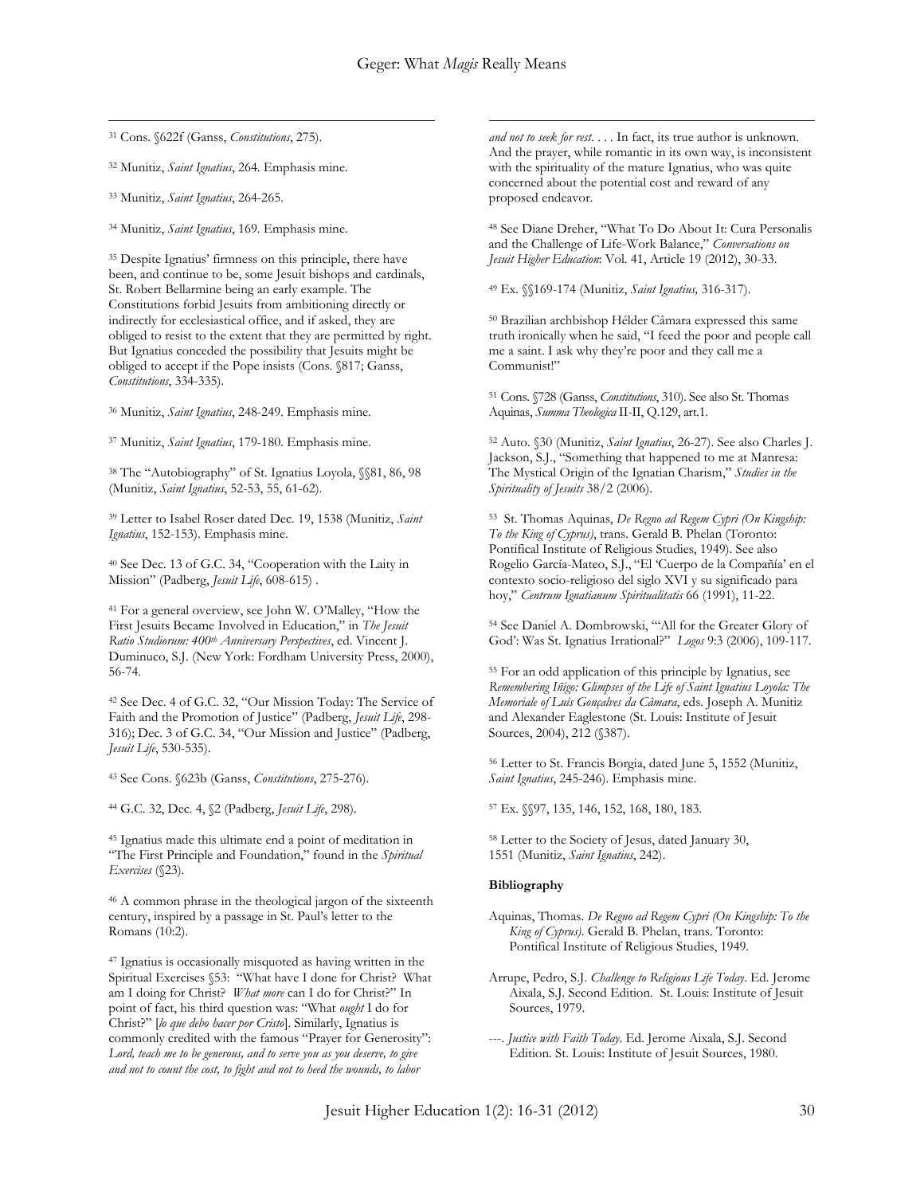[31] Cons. §622f (Ganss, *Constitutions*, 275).

[32] Munitiz, *Saint Ignatius*, 264. Emphasis mine.

[33] Munitiz, *Saint Ignatius*, 264-265.

[34] Munitiz, *Saint Ignatius*, 169. Emphasis mine.

[35] Despite Ignatius' firmness on this principle, there have been, and continue to be, some Jesuit bishops and cardinals, St. Robert Bellarmine being an early example. The Constitutions forbid Jesuits from ambitioning directly or indirectly for ecclesiastical office, and if asked, they are obliged to resist to the extent that they are permitted by right. But Ignatius conceded the possibility that Jesuits might be obliged to accept if the Pope insists (Cons. §817; Ganss, *Constitutions*, 334-335).

[36] Munitiz, *Saint Ignatius*, 248-249. Emphasis mine.

[37] Munitiz, *Saint Ignatius*, 179-180. Emphasis mine.

[38] The "Autobiography" of St. Ignatius Loyola, §§81, 86, 98 (Munitiz, *Saint Ignatius*, 52-53, 55, 61-62).

[39] Letter to Isabel Roser dated Dec. 19, 1538 (Munitiz, *Saint Ignatius*, 152-153). Emphasis mine.

[40] See Dec. 13 of G.C. 34, "Cooperation with the Laity in Mission" (Padberg, *Jesuit Life*, 608-615) .

[41] For a general overview, see John W. O'Malley, "How the First Jesuits Became Involved in Education," in *The Jesuit Ratio Studiorum: 400th Anniversary Perspectives*, ed. Vincent J. Duminuco, S.J. (New York: Fordham University Press, 2000), 56-74.

[42] See Dec. 4 of G.C. 32, "Our Mission Today: The Service of Faith and the Promotion of Justice" (Padberg, *Jesuit Life*, 298-316); Dec. 3 of G.C. 34, "Our Mission and Justice" (Padberg, *Jesuit Life*, 530-535).

[43] See Cons. §623b (Ganss, *Constitutions*, 275-276).

[44] G.C. 32, Dec. 4, §2 (Padberg, *Jesuit Life*, 298).

[45] Ignatius made this ultimate end a point of meditation in "The First Principle and Foundation," found in the *Spiritual Exercises* (§23).

[46] A common phrase in the theological jargon of the sixteenth century, inspired by a passage in St. Paul's letter to the Romans (10:2).

[47] Ignatius is occasionally misquoted as having written in the Spiritual Exercises §53: "What have I done for Christ? What am I doing for Christ? *What more* can I do for Christ?" In point of fact, his third question was: "What *ought* I do for Christ?" [*lo que debo hacer por Cristo*]. Similarly, Ignatius is commonly credited with the famous "Prayer for Generosity": *Lord, teach me to be generous, and to serve you as you deserve, to give and not to count the cost, to fight and not to heed the wounds, to labor and not to seek for rest*. . . . In fact, its true author is unknown. And the prayer, while romantic in its own way, is inconsistent with the spirituality of the mature Ignatius, who was quite concerned about the potential cost and reward of any proposed endeavor.

[48] See Diane Dreher, "What To Do About It: Cura Personalis and the Challenge of Life-Work Balance," *Conversations on Jesuit Higher Education*: Vol. 41, Article 19 (2012), 30-33.

[49] Ex. §§169-174 (Munitiz, *Saint Ignatius,* 316-317).

[50] Brazilian archbishop Hélder Câmara expressed this same truth ironically when he said, "I feed the poor and people call me a saint. I ask why they're poor and they call me a Communist!"

[51] Cons. §728 (Ganss, *Constitutions*, 310). See also St. Thomas Aquinas, *Summa Theologica* II-II, Q.129, art.1.

[52] Auto. §30 (Munitiz, *Saint Ignatius*, 26-27). See also Charles J. Jackson, S.J., "Something that happened to me at Manresa: The Mystical Origin of the Ignatian Charism," *Studies in the Spirituality of Jesuits* 38/2 (2006).

[53] St. Thomas Aquinas, *De Regno ad Regem Cypri (On Kingship: To the King of Cyprus)*, trans. Gerald B. Phelan (Toronto: Pontifical Institute of Religious Studies, 1949). See also Rogelio García-Mateo, S.J., "El 'Cuerpo de la Compañía' en el contexto socio-religioso del siglo XVI y su significado para hoy," *Centrum Ignatianum Spiritualitatis* 66 (1991), 11-22.

[54] See Daniel A. Dombrowski, "'All for the Greater Glory of God': Was St. Ignatius Irrational?" *Logos* 9:3 (2006), 109-117.

[55] For an odd application of this principle by Ignatius, see *Remembering Iñigo: Glimpses of the Life of Saint Ignatius Loyola: The Memoriale of Luís Gonçalves da Câmara*, eds. Joseph A. Munitiz and Alexander Eaglestone (St. Louis: Institute of Jesuit Sources, 2004), 212 (§387).

[56] Letter to St. Francis Borgia, dated June 5, 1552 (Munitiz, *Saint Ignatius*, 245-246). Emphasis mine.

[57] Ex. §§97, 135, 146, 152, 168, 180, 183.

[58] Letter to the Society of Jesus, dated January 30, 1551 (Munitiz, *Saint Ignatius*, 242).

**Bibliography**

Aquinas, Thomas. *De Regno ad Regem Cypri (On Kingship: To the King of Cyprus)*. Gerald B. Phelan, trans. Toronto: Pontifical Institute of Religious Studies, 1949.

Arrupe, Pedro, S.J. *Challenge to Religious Life Today*. Ed. Jerome Aixala, S.J. Second Edition. St. Louis: Institute of Jesuit Sources, 1979.

---. *Justice with Faith Today*. Ed. Jerome Aixala, S.J. Second Edition. St. Louis: Institute of Jesuit Sources, 1980.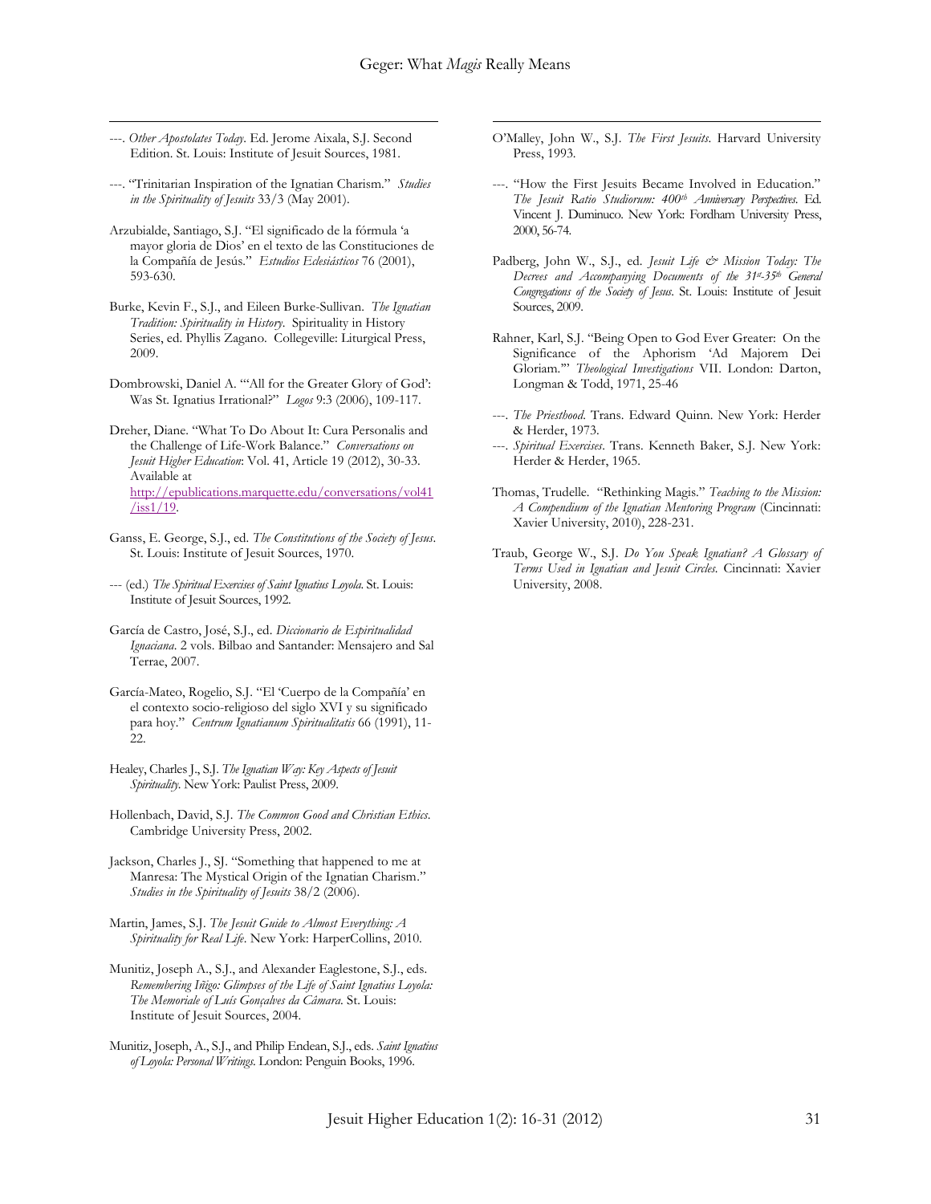---. *Other Apostolates Today*. Ed. Jerome Aixala, S.J. Second Edition. St. Louis: Institute of Jesuit Sources, 1981.

---. "Trinitarian Inspiration of the Ignatian Charism." *Studies in the Spirituality of Jesuits* 33/3 (May 2001).

Arzubialde, Santiago, S.J. "El significado de la fórmula 'a mayor gloria de Dios' en el texto de las Constituciones de la Compañía de Jesús." *Estudios Eclesiásticos* 76 (2001), 593-630.

Burke, Kevin F., S.J., and Eileen Burke-Sullivan. *The Ignatian Tradition: Spirituality in History.* Spirituality in History Series, ed. Phyllis Zagano. Collegeville: Liturgical Press, 2009.

Dombrowski, Daniel A. "'All for the Greater Glory of God': Was St. Ignatius Irrational?" *Logos* 9:3 (2006), 109-117.

Dreher, Diane. "What To Do About It: Cura Personalis and the Challenge of Life-Work Balance." *Conversations on Jesuit Higher Education*: Vol. 41, Article 19 (2012), 30-33. Available at http://epublications.marquette.edu/conversations/vol41/iss1/19.

Ganss, E. George, S.J., ed. *The Constitutions of the Society of Jesus*. St. Louis: Institute of Jesuit Sources, 1970.

--- (ed.) *The Spiritual Exercises of Saint Ignatius Loyola*. St. Louis: Institute of Jesuit Sources, 1992.

García de Castro, José, S.J., ed. *Diccionario de Espiritualidad Ignaciana*. 2 vols. Bilbao and Santander: Mensajero and Sal Terrae, 2007.

García-Mateo, Rogelio, S.J. "El 'Cuerpo de la Compañía' en el contexto socio-religioso del siglo XVI y su significado para hoy." *Centrum Ignatianum Spiritualitatis* 66 (1991), 11-22.

Healey, Charles J., S.J. *The Ignatian Way: Key Aspects of Jesuit Spirituality.* New York: Paulist Press, 2009.

Hollenbach, David, S.J. *The Common Good and Christian Ethics*. Cambridge University Press, 2002.

Jackson, Charles J., SJ. "Something that happened to me at Manresa: The Mystical Origin of the Ignatian Charism." *Studies in the Spirituality of Jesuits* 38/2 (2006).

Martin, James, S.J. *The Jesuit Guide to Almost Everything: A Spirituality for Real Life*. New York: HarperCollins, 2010.

Munitiz, Joseph A., S.J., and Alexander Eaglestone, S.J., eds. *Remembering Iñigo: Glimpses of the Life of Saint Ignatius Loyola: The Memoriale of Luís Gonçalves da Câmara*. St. Louis: Institute of Jesuit Sources, 2004.

Munitiz, Joseph, A., S.J., and Philip Endean, S.J., eds. *Saint Ignatius of Loyola: Personal Writings*. London: Penguin Books, 1996.

O'Malley, John W., S.J. *The First Jesuits*. Harvard University Press, 1993.

---. "How the First Jesuits Became Involved in Education." *The Jesuit Ratio Studiorum: 400th Anniversary Perspectives*. Ed. Vincent J. Duminuco. New York: Fordham University Press, 2000, 56-74.

Padberg, John W., S.J., ed. *Jesuit Life & Mission Today: The Decrees and Accompanying Documents of the 31st-35th General Congregations of the Society of Jesus*. St. Louis: Institute of Jesuit Sources, 2009.

Rahner, Karl, S.J. "Being Open to God Ever Greater: On the Significance of the Aphorism 'Ad Majorem Dei Gloriam.'" *Theological Investigations* VII. London: Darton, Longman & Todd, 1971, 25-46

---. *The Priesthood*. Trans. Edward Quinn. New York: Herder & Herder, 1973.

---. *Spiritual Exercises*. Trans. Kenneth Baker, S.J. New York: Herder & Herder, 1965.

Thomas, Trudelle. "Rethinking Magis." *Teaching to the Mission: A Compendium of the Ignatian Mentoring Program* (Cincinnati: Xavier University, 2010), 228-231.

Traub, George W., S.J. *Do You Speak Ignatian? A Glossary of Terms Used in Ignatian and Jesuit Circles.* Cincinnati: Xavier University, 2008.